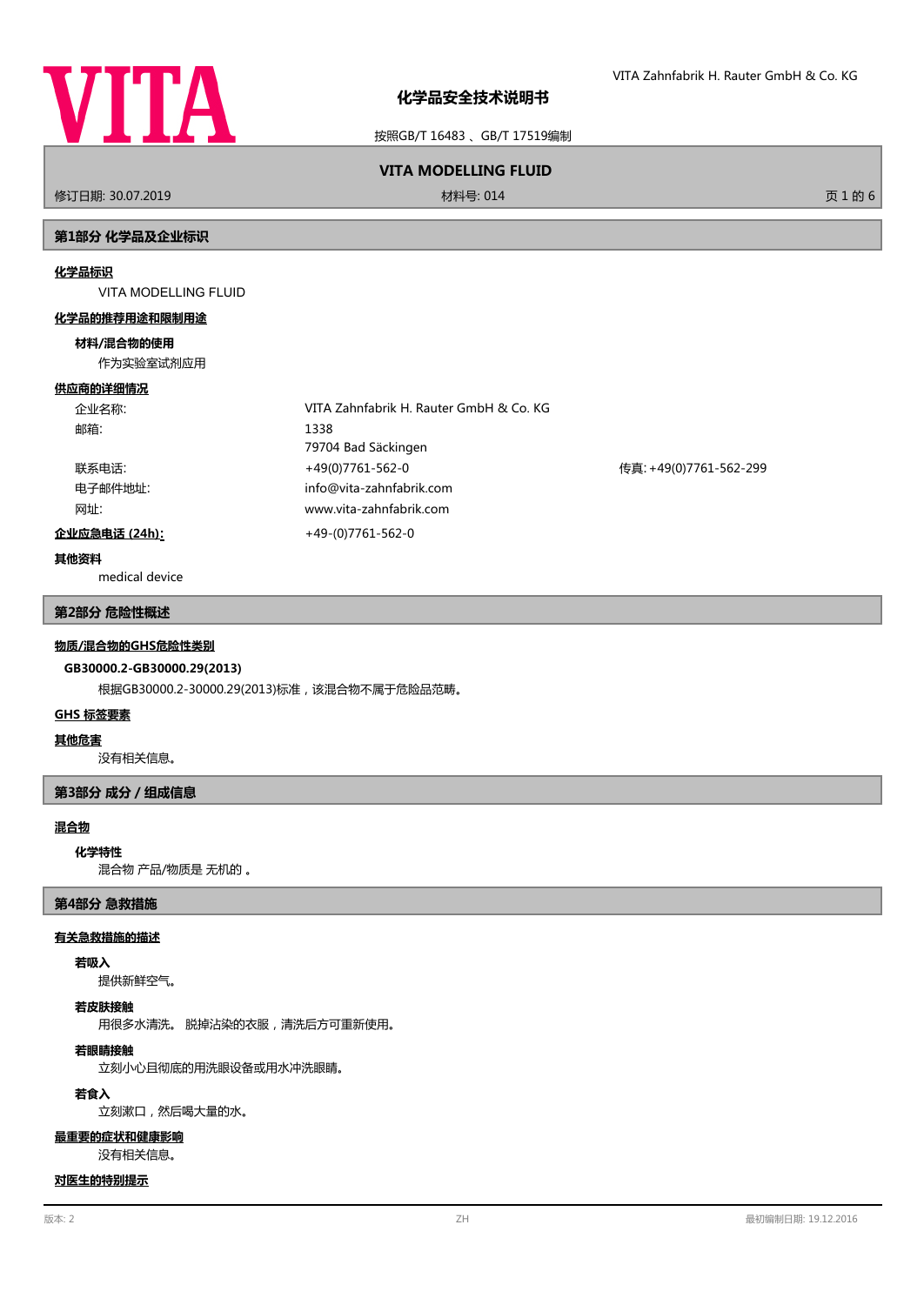# 化学品安全技术说明书

按照GB/T 16483 、GB/T 17519编制

## VITA MODELLING FLUID

修订日期: 30.07.2019　　材料号: 014

## 第1部分 化学品及企业标识

### 化学品标识

VITA MODELLING FLUID

### 化学品的推荐用途和限制用途

**材料/混合物的使用**

作为实验室试剂应用

### 供应商的详细情况

| | | |
|---|---|---|
| 企业名称: | VITA Zahnfabrik H. Rauter GmbH & Co. KG | |
| 邮箱: | 1338<br>79704 Bad Säckingen | |
| 联系电话: | +49(0)7761-562-0 | 传真: +49(0)7761-562-299 |
| 电子邮件地址: | info@vita-zahnfabrik.com | |
| 网址: | www.vita-zahnfabrik.com | |

**企业应急电话 (24h):** +49-(0)7761-562-0

### 其他资料

medical device

## 第2部分 危险性概述

### 物质/混合物的GHS危险性类别

**GB30000.2-GB30000.29(2013)**

根据GB30000.2-30000.29(2013)标准，该混合物不属于危险品范畴。

### GHS 标签要素

### 其他危害

没有相关信息。

## 第3部分 成分 / 组成信息

### 混合物

**化学特性**

混合物 产品/物质是 无机的 。

## 第4部分 急救措施

### 有关急救措施的描述

**若吸入**

提供新鲜空气。

**若皮肤接触**

用很多水清洗。 脱掉沾染的衣服，清洗后方可重新使用。

**若眼睛接触**

立刻小心且彻底的用洗眼设备或用水冲洗眼睛。

**若食入**

立刻漱口，然后喝大量的水。

### 最重要的症状和健康影响

没有相关信息。

### 对医生的特别提示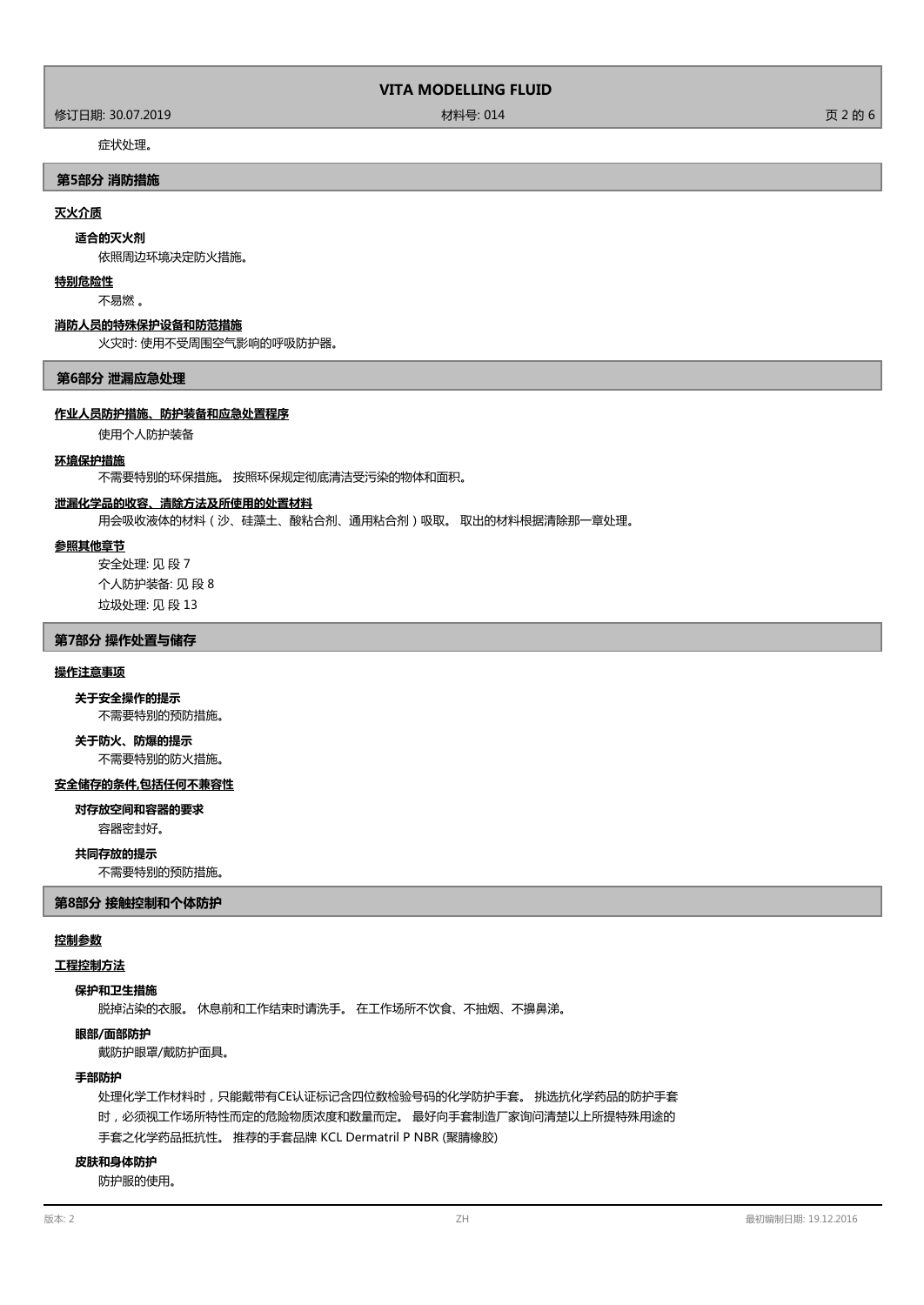症状处理。

## 第5部分 消防措施

### 灭火介质

**适合的灭火剂**

依照周边环境决定防火措施。

### 特别危险性

不易燃 。

### 消防人员的特殊保护设备和防范措施

火灾时: 使用不受周围空气影响的呼吸防护器。

## 第6部分 泄漏应急处理

### 作业人员防护措施、防护装备和应急处置程序

使用个人防护装备

### 环境保护措施

不需要特别的环保措施。 按照环保规定彻底清洁受污染的物体和面积。

### 泄漏化学品的收容、清除方法及所使用的处置材料

用会吸收液体的材料（沙、硅藻土、酸粘合剂、通用粘合剂）吸取。 取出的材料根据清除那一章处理。

### 参照其他章节

安全处理: 见 段 7

个人防护装备: 见 段 8

垃圾处理: 见 段 13

## 第7部分 操作处置与储存

### 操作注意事项

**关于安全操作的提示**

不需要特别的预防措施。

**关于防火、防爆的提示**

不需要特别的防火措施。

### 安全储存的条件,包括任何不兼容性

**对存放空间和容器的要求**

容器密封好。

**共同存放的提示**

不需要特别的预防措施。

## 第8部分 接触控制和个体防护

### 控制参数

### 工程控制方法

**保护和卫生措施**

脱掉沾染的衣服。 休息前和工作结束时请洗手。 在工作场所不饮食、不抽烟、不擤鼻涕。

**眼部/面部防护**

戴防护眼罩/戴防护面具。

**手部防护**

处理化学工作材料时，只能戴带有CE认证标记含四位数检验号码的化学防护手套。 挑选抗化学药品的防护手套时，必须视工作场所特性而定的危险物质浓度和数量而定。 最好向手套制造厂家询问清楚以上所提特殊用途的手套之化学药品抵抗性。 推荐的手套品牌 KCL Dermatril P NBR (聚腈橡胶)

**皮肤和身体防护**

防护服的使用。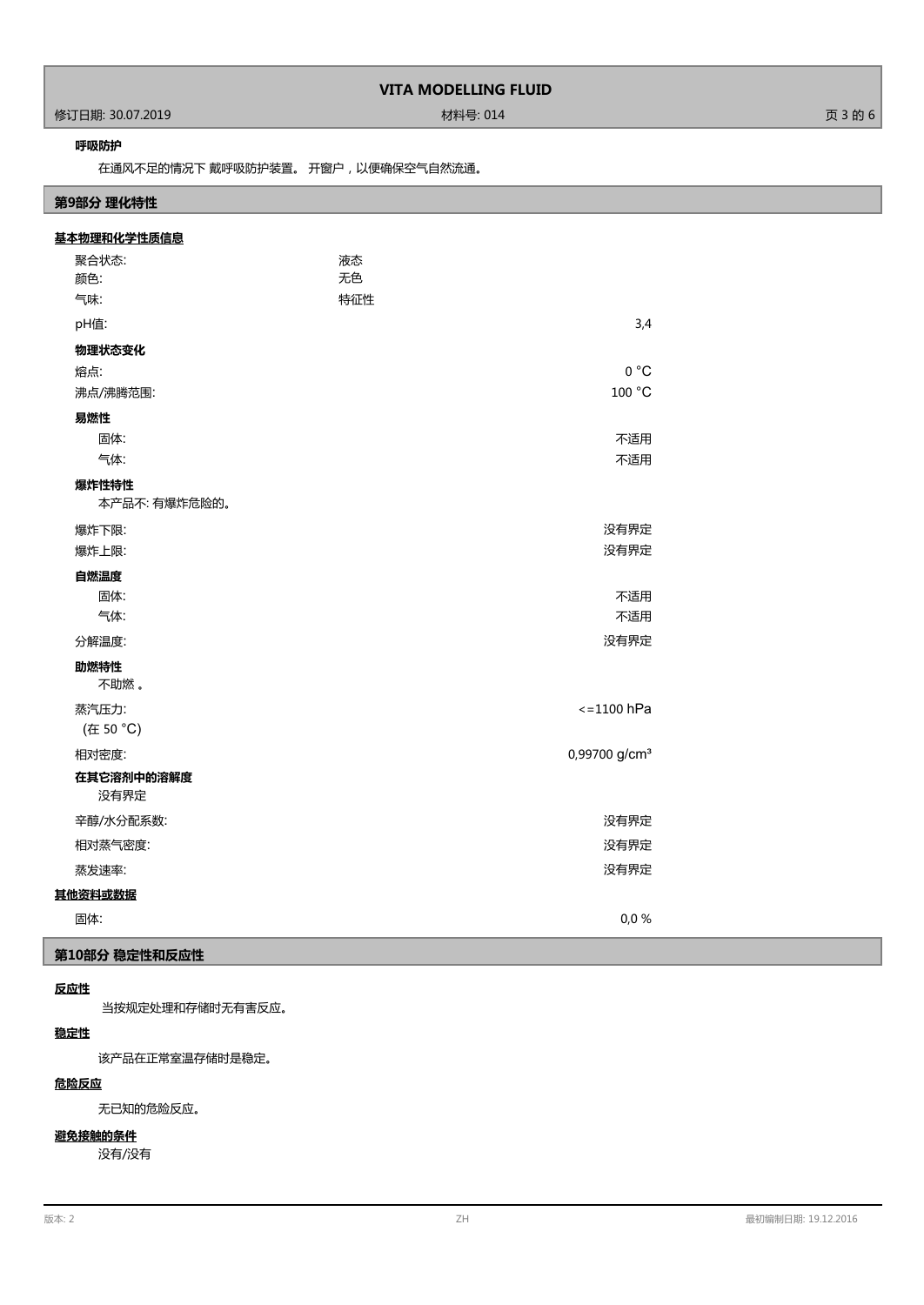**呼吸防护**

在通风不足的情况下 戴呼吸防护装置。 开窗户，以便确保空气自然流通。

## 第9部分 理化特性

**基本物理和化学性质信息**

| | |
|---|---|
| 聚合状态: | 液态 |
| 颜色: | 无色 |
| 气味: | 特征性 |
| pH值: | 3,4 |

**物理状态变化**

| | |
|---|---|
| 熔点: | 0 °C |
| 沸点/沸腾范围: | 100 °C |

**易燃性**

| | |
|---|---|
| 固体: | 不适用 |
| 气体: | 不适用 |

**爆炸性特性**

本产品不: 有爆炸危险的。

| | |
|---|---|
| 爆炸下限: | 没有界定 |
| 爆炸上限: | 没有界定 |

**自燃温度**

| | |
|---|---|
| 固体: | 不适用 |
| 气体: | 不适用 |
| 分解温度: | 没有界定 |

**助燃特性**

不助燃 。

| | |
|---|---|
| 蒸汽压力: (在 50 °C) | <=1100 hPa |
| 相对密度: | 0,99700 g/cm³ |

**在其它溶剂中的溶解度**

没有界定

| | |
|---|---|
| 辛醇/水分配系数: | 没有界定 |
| 相对蒸气密度: | 没有界定 |
| 蒸发速率: | 没有界定 |

**其他资料或数据**

| | |
|---|---|
| 固体: | 0,0 % |

## 第10部分 稳定性和反应性

**反应性**

当按规定处理和存储时无有害反应。

**稳定性**

该产品在正常室温存储时是稳定。

**危险反应**

无已知的危险反应。

**避免接触的条件**

没有/没有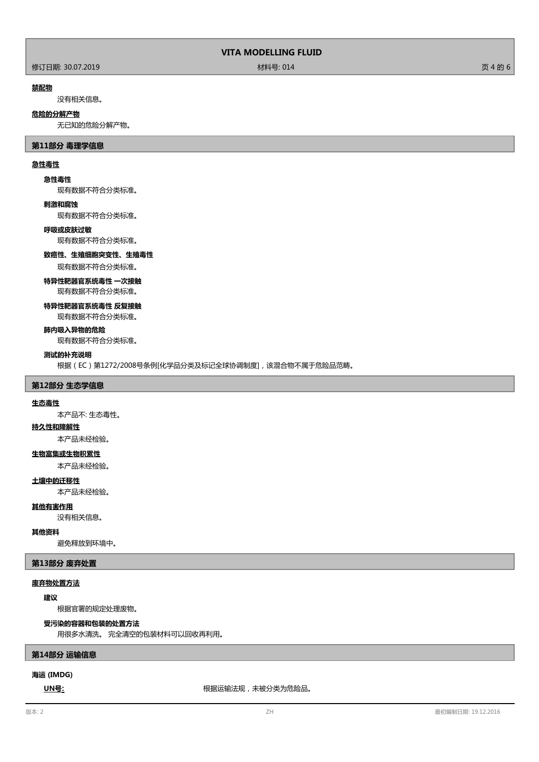**禁配物**

没有相关信息。

**危险的分解产物**

无已知的危险分解产物。

## 第11部分 毒理学信息

**急性毒性**

**急性毒性**

现有数据不符合分类标准。

**刺激和腐蚀**

现有数据不符合分类标准。

**呼吸或皮肤过敏**

现有数据不符合分类标准。

**致癌性、生殖细胞突变性、生殖毒性**

现有数据不符合分类标准。

**特异性靶器官系统毒性 一次接触**

现有数据不符合分类标准。

**特异性靶器官系统毒性 反复接触**

现有数据不符合分类标准。

**肺内吸入异物的危险**

现有数据不符合分类标准。

**测试的补充说明**

根据（EC）第1272/2008号条例[化学品分类及标记全球协调制度]，该混合物不属于危险品范畴。

## 第12部分 生态学信息

**生态毒性**

本产品不: 生态毒性。

**持久性和降解性**

本产品未经检验。

**生物富集或生物积累性**

本产品未经检验。

**土壤中的迁移性**

本产品未经检验。

**其他有害作用**

没有相关信息。

**其他资料**

避免释放到环境中。

## 第13部分 废弃处置

**废弃物处置方法**

**建议**

根据官署的规定处理废物。

**受污染的容器和包装的处置方法**

用很多水清洗。 完全清空的包装材料可以回收再利用。

## 第14部分 运输信息

**海运 (IMDG)**

**UN号:** 根据运输法规，未被分类为危险品。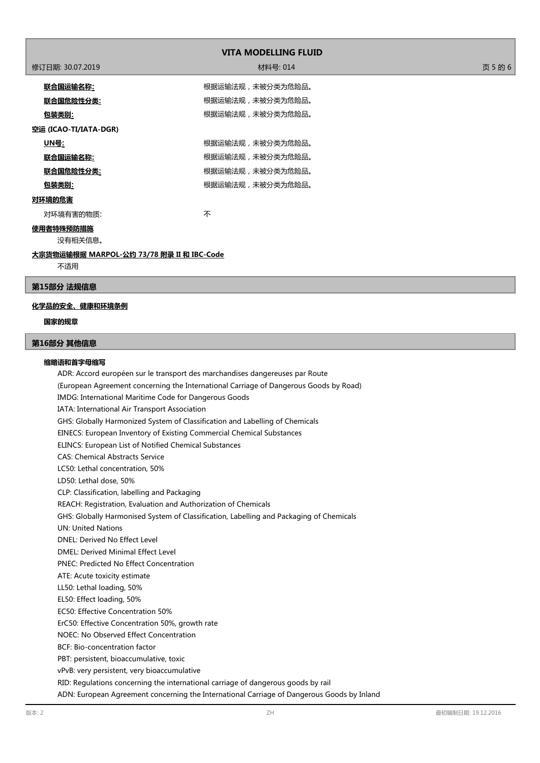**联合国运输名称:** 根据运输法规，未被分类为危险品。

**联合国危险性分类:** 根据运输法规，未被分类为危险品。

**包装类别:** 根据运输法规，未被分类为危险品。

**空运 (ICAO-TI/IATA-DGR)**

**UN号:** 根据运输法规，未被分类为危险品。

**联合国运输名称:** 根据运输法规，未被分类为危险品。

**联合国危险性分类:** 根据运输法规，未被分类为危险品。

**包装类别:** 根据运输法规，未被分类为危险品。

**对环境的危害**

对环境有害的物质: 不

**使用者特殊预防措施**

没有相关信息。

**大宗货物运输根据 MARPOL-公约 73/78 附录 II 和 IBC-Code**

不适用

## 第15部分 法规信息

**化学品的安全、健康和环境条例**

**国家的规章**

## 第16部分 其他信息

**缩略语和首字母缩写**

ADR: Accord européen sur le transport des marchandises dangereuses par Route
(European Agreement concerning the International Carriage of Dangerous Goods by Road)
IMDG: International Maritime Code for Dangerous Goods
IATA: International Air Transport Association
GHS: Globally Harmonized System of Classification and Labelling of Chemicals
EINECS: European Inventory of Existing Commercial Chemical Substances
ELINCS: European List of Notified Chemical Substances
CAS: Chemical Abstracts Service
LC50: Lethal concentration, 50%
LD50: Lethal dose, 50%
CLP: Classification, labelling and Packaging
REACH: Registration, Evaluation and Authorization of Chemicals
GHS: Globally Harmonised System of Classification, Labelling and Packaging of Chemicals
UN: United Nations
DNEL: Derived No Effect Level
DMEL: Derived Minimal Effect Level
PNEC: Predicted No Effect Concentration
ATE: Acute toxicity estimate
LL50: Lethal loading, 50%
EL50: Effect loading, 50%
EC50: Effective Concentration 50%
ErC50: Effective Concentration 50%, growth rate
NOEC: No Observed Effect Concentration
BCF: Bio-concentration factor
PBT: persistent, bioaccumulative, toxic
vPvB: very persistent, very bioaccumulative
RID: Regulations concerning the international carriage of dangerous goods by rail
ADN: European Agreement concerning the International Carriage of Dangerous Goods by Inland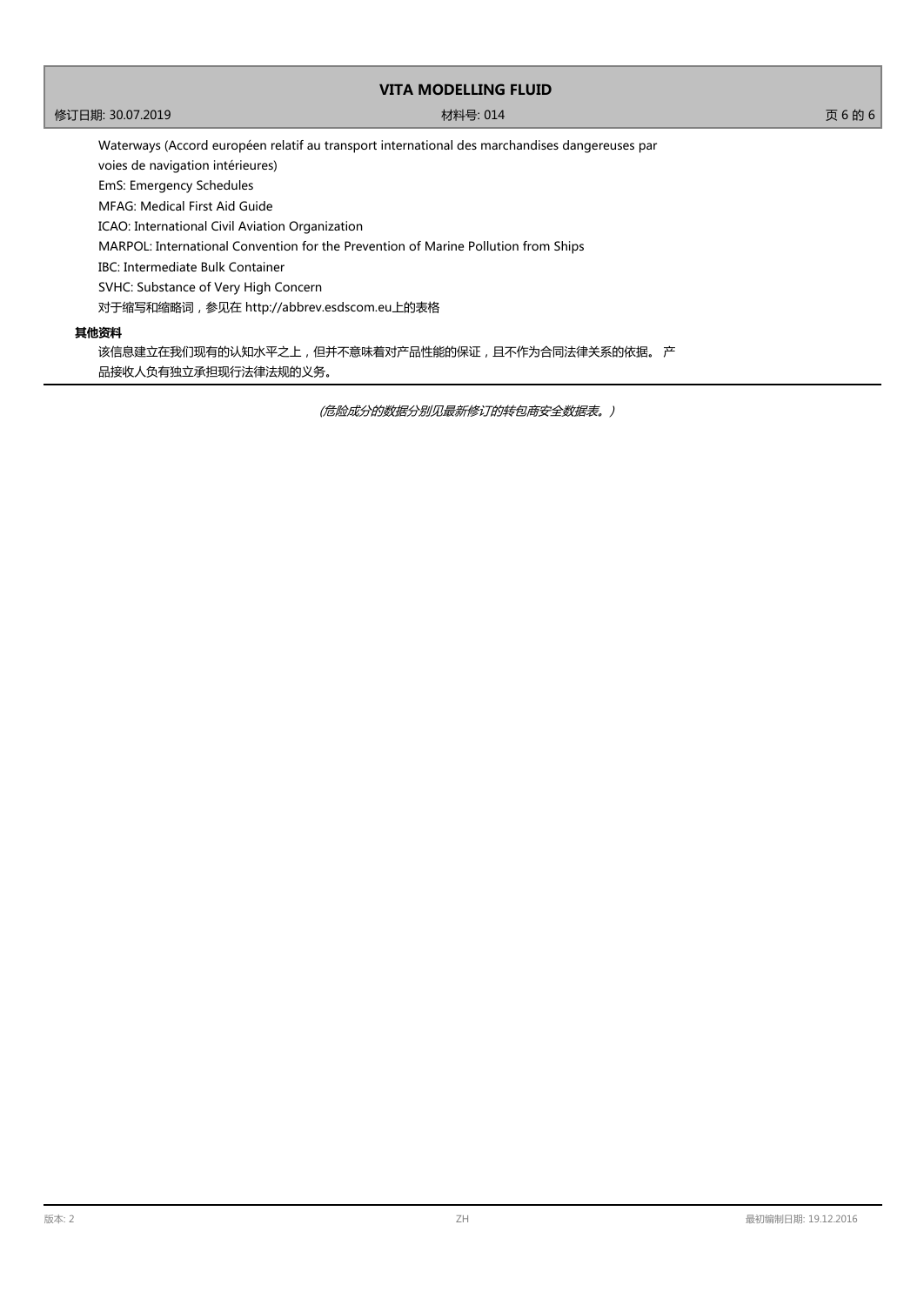Waterways (Accord européen relatif au transport international des marchandises dangereuses par voies de navigation intérieures)

EmS: Emergency Schedules

MFAG: Medical First Aid Guide

ICAO: International Civil Aviation Organization

MARPOL: International Convention for the Prevention of Marine Pollution from Ships

IBC: Intermediate Bulk Container

SVHC: Substance of Very High Concern

对于缩写和缩略词，参见在 http://abbrev.esdscom.eu上的表格

**其他资料**

该信息建立在我们现有的认知水平之上，但并不意味着对产品性能的保证，且不作为合同法律关系的依据。 产品接收人负有独立承担现行法律法规的义务。

*(危险成分的数据分别见最新修订的转包商安全数据表。)*